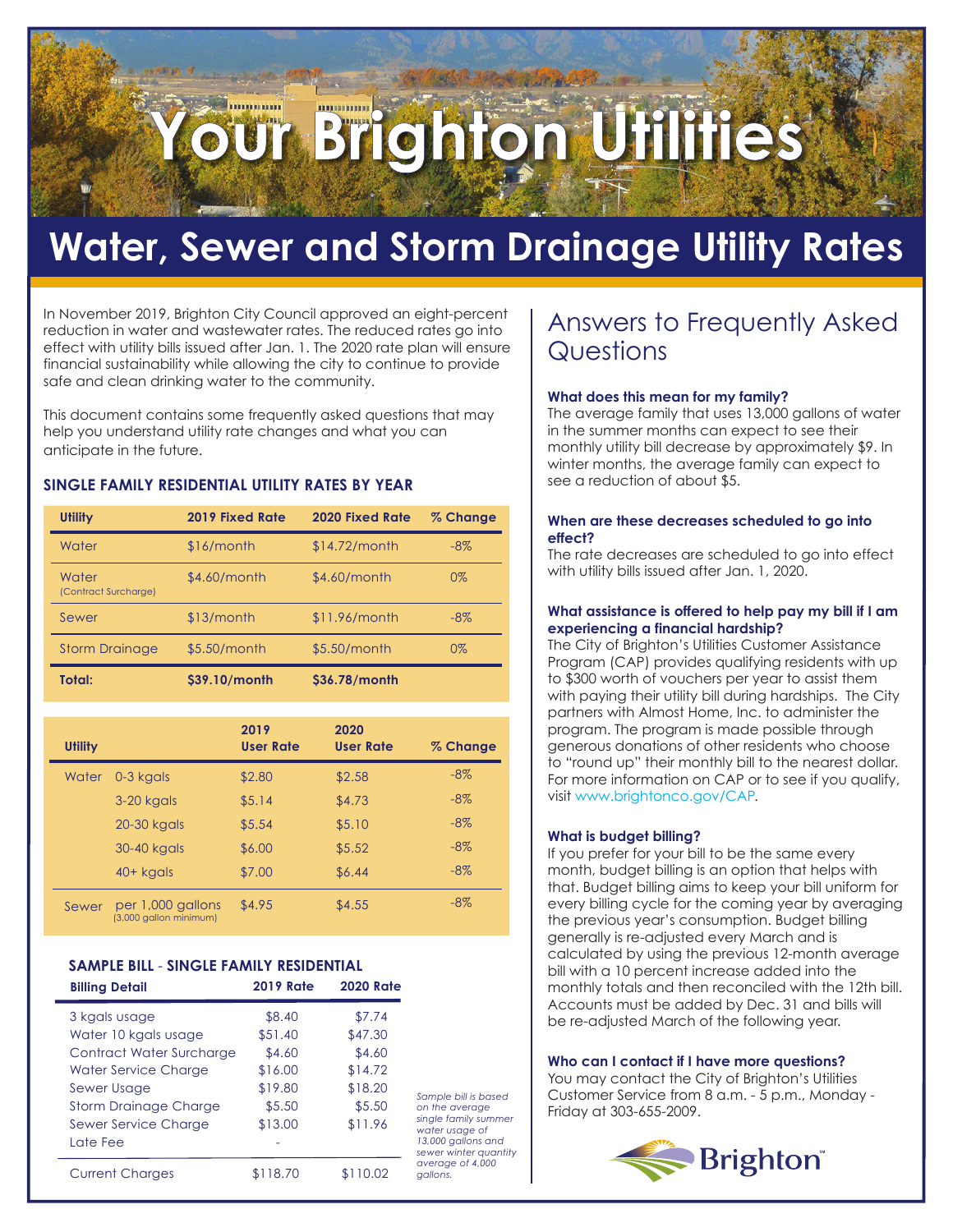# Your Brighton Utilities

## Water, Sewer and Storm Drainage Utility Rates

In November 2019, Brighton City Council approved an eight-percent reduction in water and wastewater rates. The reduced rates go into effect with utility bills issued after Jan. 1. The 2020 rate plan will ensure financial sustainability while allowing the city to continue to provide safe and clean drinking water to the community.

This document contains some frequently asked questions that may help you understand utility rate changes and what you can anticipate in the future.

### SINGLE FAMILY RESIDENTIAL UTILITY RATES BY YEAR

| Utility | 2019 Fixed Rate | 2020 Fixed Rate | % Change |
|---|---|---|---|
| Water | $16/month | $14.72/month | -8% |
| Water (Contract Surcharge) | $4.60/month | $4.60/month | 0% |
| Sewer | $13/month | $11.96/month | -8% |
| Storm Drainage | $5.50/month | $5.50/month | 0% |
| **Total:** | **$39.10/month** | **$36.78/month** | |

| Utility | | 2019 User Rate | 2020 User Rate | % Change |
|---|---|---|---|---|
| Water | 0-3 kgals | $2.80 | $2.58 | -8% |
| | 3-20 kgals | $5.14 | $4.73 | -8% |
| | 20-30 kgals | $5.54 | $5.10 | -8% |
| | 30-40 kgals | $6.00 | $5.52 | -8% |
| | 40+ kgals | $7.00 | $6.44 | -8% |
| Sewer | per 1,000 gallons (3,000 gallon minimum) | $4.95 | $4.55 | -8% |

### SAMPLE BILL - SINGLE FAMILY RESIDENTIAL

| Billing Detail | 2019 Rate | 2020 Rate |
|---|---|---|
| 3 kgals usage | $8.40 | $7.74 |
| Water 10 kgals usage | $51.40 | $47.30 |
| Contract Water Surcharge | $4.60 | $4.60 |
| Water Service Charge | $16.00 | $14.72 |
| Sewer Usage | $19.80 | $18.20 |
| Storm Drainage Charge | $5.50 | $5.50 |
| Sewer Service Charge | $13.00 | $11.96 |
| Late Fee | - | |
| Current Charges | $118.70 | $110.02 |

*Sample bill is based on the average single family summer water usage of 13,000 gallons and sewer winter quantity average of 4,000 gallons.*

## Answers to Frequently Asked Questions

**What does this mean for my family?**
The average family that uses 13,000 gallons of water in the summer months can expect to see their monthly utility bill decrease by approximately $9. In winter months, the average family can expect to see a reduction of about $5.

**When are these decreases scheduled to go into effect?**
The rate decreases are scheduled to go into effect with utility bills issued after Jan. 1, 2020.

**What assistance is offered to help pay my bill if I am experiencing a financial hardship?**
The City of Brighton's Utilities Customer Assistance Program (CAP) provides qualifying residents with up to $300 worth of vouchers per year to assist them with paying their utility bill during hardships. The City partners with Almost Home, Inc. to administer the program. The program is made possible through generous donations of other residents who choose to "round up" their monthly bill to the nearest dollar. For more information on CAP or to see if you qualify, visit www.brightonco.gov/CAP.

**What is budget billing?**
If you prefer for your bill to be the same every month, budget billing is an option that helps with that. Budget billing aims to keep your bill uniform for every billing cycle for the coming year by averaging the previous year's consumption. Budget billing generally is re-adjusted every March and is calculated by using the previous 12-month average bill with a 10 percent increase added into the monthly totals and then reconciled with the 12th bill. Accounts must be added by Dec. 31 and bills will be re-adjusted March of the following year.

**Who can I contact if I have more questions?**
You may contact the City of Brighton's Utilities Customer Service from 8 a.m. - 5 p.m., Monday - Friday at 303-655-2009.

Brighton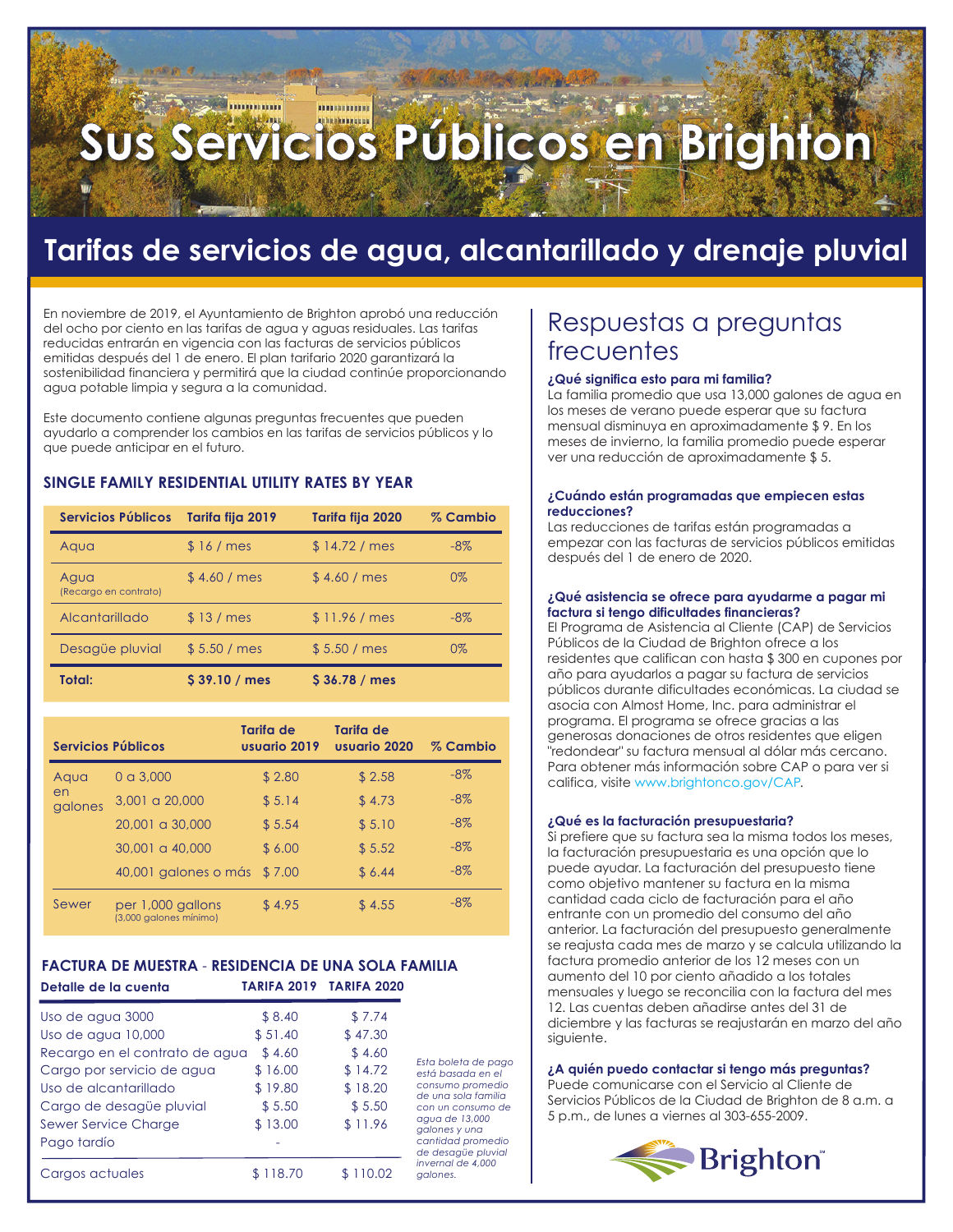# Sus Servicios Públicos en Brighton

## Tarifas de servicios de agua, alcantarillado y drenaje pluvial

En noviembre de 2019, el Ayuntamiento de Brighton aprobó una reducción del ocho por ciento en las tarifas de agua y aguas residuales. Las tarifas reducidas entrarán en vigencia con las facturas de servicios públicos emitidas después del 1 de enero. El plan tarifario 2020 garantizará la sostenibilidad financiera y permitirá que la ciudad continúe proporcionando agua potable limpia y segura a la comunidad.

Este documento contiene algunas preguntas frecuentes que pueden ayudarlo a comprender los cambios en las tarifas de servicios públicos y lo que puede anticipar en el futuro.

### SINGLE FAMILY RESIDENTIAL UTILITY RATES BY YEAR

| Servicios Públicos | Tarifa fija 2019 | Tarifa fija 2020 | % Cambio |
|---|---|---|---|
| Agua | $ 16 / mes | $ 14.72 / mes | -8% |
| Agua (Recargo en contrato) | $ 4.60 / mes | $ 4.60 / mes | 0% |
| Alcantarillado | $ 13 / mes | $ 11.96 / mes | -8% |
| Desagüe pluvial | $ 5.50 / mes | $ 5.50 / mes | 0% |
| **Total:** | **$ 39.10 / mes** | **$ 36.78 / mes** | |

| Servicios Públicos | | Tarifa de usuario 2019 | Tarifa de usuario 2020 | % Cambio |
|---|---|---|---|---|
| Agua en galones | 0 a 3,000 | $ 2.80 | $ 2.58 | -8% |
| | 3,001 a 20,000 | $ 5.14 | $ 4.73 | -8% |
| | 20,001 a 30,000 | $ 5.54 | $ 5.10 | -8% |
| | 30,001 a 40,000 | $ 6.00 | $ 5.52 | -8% |
| | 40,001 galones o más | $ 7.00 | $ 6.44 | -8% |
| Sewer | per 1,000 gallons (3,000 galones mínimo) | $ 4.95 | $ 4.55 | -8% |

### FACTURA DE MUESTRA - RESIDENCIA DE UNA SOLA FAMILIA

| Detalle de la cuenta | TARIFA 2019 | TARIFA 2020 |
|---|---|---|
| Uso de agua 3000 | $ 8.40 | $ 7.74 |
| Uso de agua 10,000 | $ 51.40 | $ 47.30 |
| Recargo en el contrato de agua | $ 4.60 | $ 4.60 |
| Cargo por servicio de agua | $ 16.00 | $ 14.72 |
| Uso de alcantarillado | $ 19.80 | $ 18.20 |
| Cargo de desagüe pluvial | $ 5.50 | $ 5.50 |
| Sewer Service Charge | $ 13.00 | $ 11.96 |
| Pago tardío | - | |
| Cargos actuales | $ 118.70 | $ 110.02 |

*Esta boleta de pago está basada en el consumo promedio de una sola familia con un consumo de agua de 13,000 galones y una cantidad promedio de desagüe pluvial invernal de 4,000 galones.*

## Respuestas a preguntas frecuentes

**¿Qué significa esto para mi familia?**
La familia promedio que usa 13,000 galones de agua en los meses de verano puede esperar que su factura mensual disminuya en aproximadamente $ 9. En los meses de invierno, la familia promedio puede esperar ver una reducción de aproximadamente $ 5.

**¿Cuándo están programadas que empiecen estas reducciones?**
Las reducciones de tarifas están programadas a empezar con las facturas de servicios públicos emitidas después del 1 de enero de 2020.

**¿Qué asistencia se ofrece para ayudarme a pagar mi factura si tengo dificultades financieras?**
El Programa de Asistencia al Cliente (CAP) de Servicios Públicos de la Ciudad de Brighton ofrece a los residentes que califican con hasta $ 300 en cupones por año para ayudarlos a pagar su factura de servicios públicos durante dificultades económicas. La ciudad se asocia con Almost Home, Inc. para administrar el programa. El programa se ofrece gracias a las generosas donaciones de otros residentes que eligen "redondear" su factura mensual al dólar más cercano. Para obtener más información sobre CAP o para ver si califica, visite www.brightonco.gov/CAP.

**¿Qué es la facturación presupuestaria?**
Si prefiere que su factura sea la misma todos los meses, la facturación presupuestaria es una opción que lo puede ayudar. La facturación del presupuesto tiene como objetivo mantener su factura en la misma cantidad cada ciclo de facturación para el año entrante con un promedio del consumo del año anterior. La facturación del presupuesto generalmente se reajusta cada mes de marzo y se calcula utilizando la factura promedio anterior de los 12 meses con un aumento del 10 por ciento añadido a los totales mensuales y luego se reconcilia con la factura del mes 12. Las cuentas deben añadirse antes del 31 de diciembre y las facturas se reajustarán en marzo del año siguiente.

**¿A quién puedo contactar si tengo más preguntas?**
Puede comunicarse con el Servicio al Cliente de Servicios Públicos de la Ciudad de Brighton de 8 a.m. a 5 p.m., de lunes a viernes al 303-655-2009.

Brighton